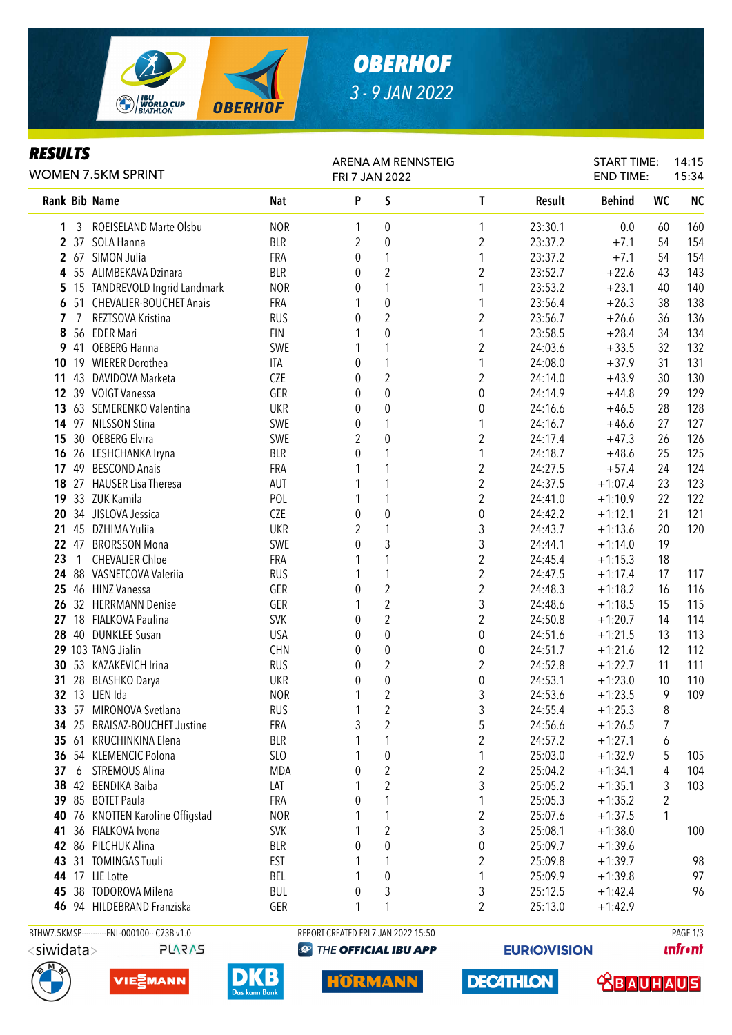# OBERHOF

3 - 9 JAN 2022

## RESULTS

WOMEN 7.5KM SPRINT

ARENA AM RENNSTEIG
FRI 7 JAN 2022

START TIME: 14:15
END TIME: 15:34

| Rank | Bib | Name | Nat | P | S | T | Result | Behind | WC | NC |
|---|---|---|---|---|---|---|---|---|---|---|
| 1 | 3 | ROEISELAND Marte Olsbu | NOR | 1 | 0 | 1 | 23:30.1 | 0.0 | 60 | 160 |
| 2 | 37 | SOLA Hanna | BLR | 2 | 0 | 2 | 23:37.2 | +7.1 | 54 | 154 |
| 2 | 67 | SIMON Julia | FRA | 0 | 1 | 1 | 23:37.2 | +7.1 | 54 | 154 |
| 4 | 55 | ALIMBEKAVA Dzinara | BLR | 0 | 2 | 2 | 23:52.7 | +22.6 | 43 | 143 |
| 5 | 15 | TANDREVOLD Ingrid Landmark | NOR | 0 | 1 | 1 | 23:53.2 | +23.1 | 40 | 140 |
| 6 | 51 | CHEVALIER-BOUCHET Anais | FRA | 1 | 0 | 1 | 23:56.4 | +26.3 | 38 | 138 |
| 7 | 7 | REZTSOVA Kristina | RUS | 0 | 2 | 2 | 23:56.7 | +26.6 | 36 | 136 |
| 8 | 56 | EDER Mari | FIN | 1 | 0 | 1 | 23:58.5 | +28.4 | 34 | 134 |
| 9 | 41 | OEBERG Hanna | SWE | 1 | 1 | 2 | 24:03.6 | +33.5 | 32 | 132 |
| 10 | 19 | WIERER Dorothea | ITA | 0 | 1 | 1 | 24:08.0 | +37.9 | 31 | 131 |
| 11 | 43 | DAVIDOVA Marketa | CZE | 0 | 2 | 2 | 24:14.0 | +43.9 | 30 | 130 |
| 12 | 39 | VOIGT Vanessa | GER | 0 | 0 | 0 | 24:14.9 | +44.8 | 29 | 129 |
| 13 | 63 | SEMERENKO Valentina | UKR | 0 | 0 | 0 | 24:16.6 | +46.5 | 28 | 128 |
| 14 | 97 | NILSSON Stina | SWE | 0 | 1 | 1 | 24:16.7 | +46.6 | 27 | 127 |
| 15 | 30 | OEBERG Elvira | SWE | 2 | 0 | 2 | 24:17.4 | +47.3 | 26 | 126 |
| 16 | 26 | LESHCHANKA Iryna | BLR | 0 | 1 | 1 | 24:18.7 | +48.6 | 25 | 125 |
| 17 | 49 | BESCOND Anais | FRA | 1 | 1 | 2 | 24:27.5 | +57.4 | 24 | 124 |
| 18 | 27 | HAUSER Lisa Theresa | AUT | 1 | 1 | 2 | 24:37.5 | +1:07.4 | 23 | 123 |
| 19 | 33 | ZUK Kamila | POL | 1 | 1 | 2 | 24:41.0 | +1:10.9 | 22 | 122 |
| 20 | 34 | JISLOVA Jessica | CZE | 0 | 0 | 0 | 24:42.2 | +1:12.1 | 21 | 121 |
| 21 | 45 | DZHIMA Yuliia | UKR | 2 | 1 | 3 | 24:43.7 | +1:13.6 | 20 | 120 |
| 22 | 47 | BRORSSON Mona | SWE | 0 | 3 | 3 | 24:44.1 | +1:14.0 | 19 | |
| 23 | 1 | CHEVALIER Chloe | FRA | 1 | 1 | 2 | 24:45.4 | +1:15.3 | 18 | |
| 24 | 88 | VASNETCOVA Valeriia | RUS | 1 | 1 | 2 | 24:47.5 | +1:17.4 | 17 | 117 |
| 25 | 46 | HINZ Vanessa | GER | 0 | 2 | 2 | 24:48.3 | +1:18.2 | 16 | 116 |
| 26 | 32 | HERRMANN Denise | GER | 1 | 2 | 3 | 24:48.6 | +1:18.5 | 15 | 115 |
| 27 | 18 | FIALKOVA Paulina | SVK | 0 | 2 | 2 | 24:50.8 | +1:20.7 | 14 | 114 |
| 28 | 40 | DUNKLEE Susan | USA | 0 | 0 | 0 | 24:51.6 | +1:21.5 | 13 | 113 |
| 29 | 103 | TANG Jialin | CHN | 0 | 0 | 0 | 24:51.7 | +1:21.6 | 12 | 112 |
| 30 | 53 | KAZAKEVICH Irina | RUS | 0 | 2 | 2 | 24:52.8 | +1:22.7 | 11 | 111 |
| 31 | 28 | BLASHKO Darya | UKR | 0 | 0 | 0 | 24:53.1 | +1:23.0 | 10 | 110 |
| 32 | 13 | LIEN Ida | NOR | 1 | 2 | 3 | 24:53.6 | +1:23.5 | 9 | 109 |
| 33 | 57 | MIRONOVA Svetlana | RUS | 1 | 2 | 3 | 24:55.4 | +1:25.3 | 8 | |
| 34 | 25 | BRAISAZ-BOUCHET Justine | FRA | 3 | 2 | 5 | 24:56.6 | +1:26.5 | 7 | |
| 35 | 61 | KRUCHINKINA Elena | BLR | 1 | 1 | 2 | 24:57.2 | +1:27.1 | 6 | |
| 36 | 54 | KLEMENCIC Polona | SLO | 1 | 0 | 1 | 25:03.0 | +1:32.9 | 5 | 105 |
| 37 | 6 | STREMOUS Alina | MDA | 0 | 2 | 2 | 25:04.2 | +1:34.1 | 4 | 104 |
| 38 | 42 | BENDIKA Baiba | LAT | 1 | 2 | 3 | 25:05.2 | +1:35.1 | 3 | 103 |
| 39 | 85 | BOTET Paula | FRA | 0 | 1 | 1 | 25:05.3 | +1:35.2 | 2 | |
| 40 | 76 | KNOTTEN Karoline Offigstad | NOR | 1 | 1 | 2 | 25:07.6 | +1:37.5 | 1 | |
| 41 | 36 | FIALKOVA Ivona | SVK | 1 | 2 | 3 | 25:08.1 | +1:38.0 | | 100 |
| 42 | 86 | PILCHUK Alina | BLR | 0 | 0 | 0 | 25:09.7 | +1:39.6 | | |
| 43 | 31 | TOMINGAS Tuuli | EST | 1 | 1 | 2 | 25:09.8 | +1:39.7 | | 98 |
| 44 | 17 | LIE Lotte | BEL | 1 | 0 | 1 | 25:09.9 | +1:39.8 | | 97 |
| 45 | 38 | TODOROVA Milena | BUL | 0 | 3 | 3 | 25:12.5 | +1:42.4 | | 96 |
| 46 | 94 | HILDEBRAND Franziska | GER | 1 | 1 | 2 | 25:13.0 | +1:42.9 | | |

BTHW7.5KMSP----------FNL-000100-- C73B v1.0 REPORT CREATED FRI 7 JAN 2022 15:50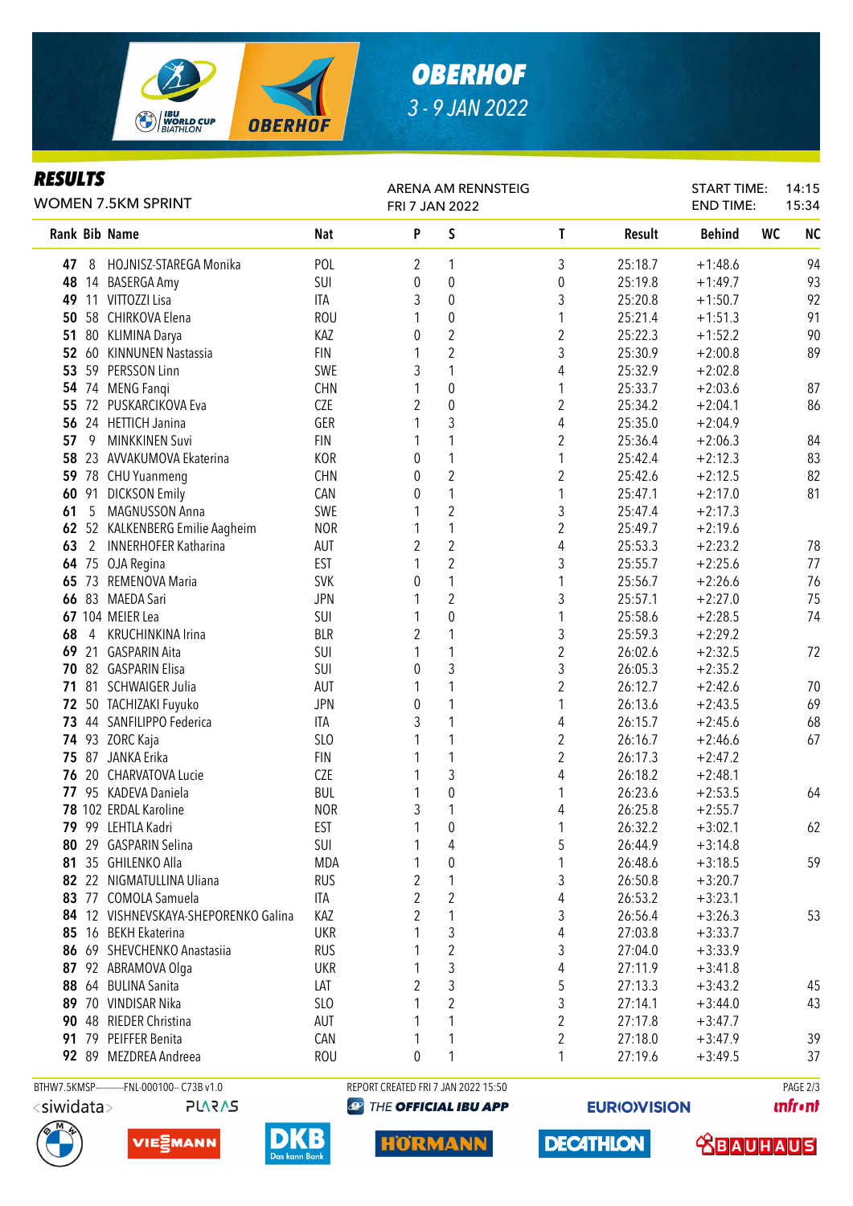# OBERHOF

3 - 9 JAN 2022

## RESULTS

WOMEN 7.5KM SPRINT

ARENA AM RENNSTEIG
FRI 7 JAN 2022

START TIME: 14:15
END TIME: 15:34

| Rank | Bib | Name | Nat | P | S | T | Result | Behind | WC | NC |
|---|---|---|---|---|---|---|---|---|---|---|
| 47 | 8 | HOJNISZ-STAREGA Monika | POL | 2 | 1 | 3 | 25:18.7 | +1:48.6 | | 94 |
| 48 | 14 | BASERGA Amy | SUI | 0 | 0 | 0 | 25:19.8 | +1:49.7 | | 93 |
| 49 | 11 | VITTOZZI Lisa | ITA | 3 | 0 | 3 | 25:20.8 | +1:50.7 | | 92 |
| 50 | 58 | CHIRKOVA Elena | ROU | 1 | 0 | 1 | 25:21.4 | +1:51.3 | | 91 |
| 51 | 80 | KLIMINA Darya | KAZ | 0 | 2 | 2 | 25:22.3 | +1:52.2 | | 90 |
| 52 | 60 | KINNUNEN Nastassia | FIN | 1 | 2 | 3 | 25:30.9 | +2:00.8 | | 89 |
| 53 | 59 | PERSSON Linn | SWE | 3 | 1 | 4 | 25:32.9 | +2:02.8 | | |
| 54 | 74 | MENG Fanqi | CHN | 1 | 0 | 1 | 25:33.7 | +2:03.6 | | 87 |
| 55 | 72 | PUSKARCIKOVA Eva | CZE | 2 | 0 | 2 | 25:34.2 | +2:04.1 | | 86 |
| 56 | 24 | HETTICH Janina | GER | 1 | 3 | 4 | 25:35.0 | +2:04.9 | | |
| 57 | 9 | MINKKINEN Suvi | FIN | 1 | 1 | 2 | 25:36.4 | +2:06.3 | | 84 |
| 58 | 23 | AVVAKUMOVA Ekaterina | KOR | 0 | 1 | 1 | 25:42.4 | +2:12.3 | | 83 |
| 59 | 78 | CHU Yuanmeng | CHN | 0 | 2 | 2 | 25:42.6 | +2:12.5 | | 82 |
| 60 | 91 | DICKSON Emily | CAN | 0 | 1 | 1 | 25:47.1 | +2:17.0 | | 81 |
| 61 | 5 | MAGNUSSON Anna | SWE | 1 | 2 | 3 | 25:47.4 | +2:17.3 | | |
| 62 | 52 | KALKENBERG Emilie Aagheim | NOR | 1 | 1 | 2 | 25:49.7 | +2:19.6 | | |
| 63 | 2 | INNERHOFER Katharina | AUT | 2 | 2 | 4 | 25:53.3 | +2:23.2 | | 78 |
| 64 | 75 | OJA Regina | EST | 1 | 2 | 3 | 25:55.7 | +2:25.6 | | 77 |
| 65 | 73 | REMENOVA Maria | SVK | 0 | 1 | 1 | 25:56.7 | +2:26.6 | | 76 |
| 66 | 83 | MAEDA Sari | JPN | 1 | 2 | 3 | 25:57.1 | +2:27.0 | | 75 |
| 67 | 104 | MEIER Lea | SUI | 1 | 0 | 1 | 25:58.6 | +2:28.5 | | 74 |
| 68 | 4 | KRUCHINKINA Irina | BLR | 2 | 1 | 3 | 25:59.3 | +2:29.2 | | |
| 69 | 21 | GASPARIN Aita | SUI | 1 | 1 | 2 | 26:02.6 | +2:32.5 | | 72 |
| 70 | 82 | GASPARIN Elisa | SUI | 0 | 3 | 3 | 26:05.3 | +2:35.2 | | |
| 71 | 81 | SCHWAIGER Julia | AUT | 1 | 1 | 2 | 26:12.7 | +2:42.6 | | 70 |
| 72 | 50 | TACHIZAKI Fuyuko | JPN | 0 | 1 | 1 | 26:13.6 | +2:43.5 | | 69 |
| 73 | 44 | SANFILIPPO Federica | ITA | 3 | 1 | 4 | 26:15.7 | +2:45.6 | | 68 |
| 74 | 93 | ZORC Kaja | SLO | 1 | 1 | 2 | 26:16.7 | +2:46.6 | | 67 |
| 75 | 87 | JANKA Erika | FIN | 1 | 1 | 2 | 26:17.3 | +2:47.2 | | |
| 76 | 20 | CHARVATOVA Lucie | CZE | 1 | 3 | 4 | 26:18.2 | +2:48.1 | | |
| 77 | 95 | KADEVA Daniela | BUL | 1 | 0 | 1 | 26:23.6 | +2:53.5 | | 64 |
| 78 | 102 | ERDAL Karoline | NOR | 3 | 1 | 4 | 26:25.8 | +2:55.7 | | |
| 79 | 99 | LEHTLA Kadri | EST | 1 | 0 | 1 | 26:32.2 | +3:02.1 | | 62 |
| 80 | 29 | GASPARIN Selina | SUI | 1 | 4 | 5 | 26:44.9 | +3:14.8 | | |
| 81 | 35 | GHILENKO Alla | MDA | 1 | 0 | 1 | 26:48.6 | +3:18.5 | | 59 |
| 82 | 22 | NIGMATULLINA Uliana | RUS | 2 | 1 | 3 | 26:50.8 | +3:20.7 | | |
| 83 | 77 | COMOLA Samuela | ITA | 2 | 2 | 4 | 26:53.2 | +3:23.1 | | |
| 84 | 12 | VISHNEVSKAYA-SHEPORENKO Galina | KAZ | 2 | 1 | 3 | 26:56.4 | +3:26.3 | | 53 |
| 85 | 16 | BEKH Ekaterina | UKR | 1 | 3 | 4 | 27:03.8 | +3:33.7 | | |
| 86 | 69 | SHEVCHENKO Anastasiia | RUS | 1 | 2 | 3 | 27:04.0 | +3:33.9 | | |
| 87 | 92 | ABRAMOVA Olga | UKR | 1 | 3 | 4 | 27:11.9 | +3:41.8 | | |
| 88 | 64 | BULINA Sanita | LAT | 2 | 3 | 5 | 27:13.3 | +3:43.2 | | 45 |
| 89 | 70 | VINDISAR Nika | SLO | 1 | 2 | 3 | 27:14.1 | +3:44.0 | | 43 |
| 90 | 48 | RIEDER Christina | AUT | 1 | 1 | 2 | 27:17.8 | +3:47.7 | | |
| 91 | 79 | PEIFFER Benita | CAN | 1 | 1 | 2 | 27:18.0 | +3:47.9 | | 39 |
| 92 | 89 | MEZDREA Andreea | ROU | 0 | 1 | 1 | 27:19.6 | +3:49.5 | | 37 |

BTHW7.5KMSP----------FNL-000100-- C73B v1.0 REPORT CREATED FRI 7 JAN 2022 15:50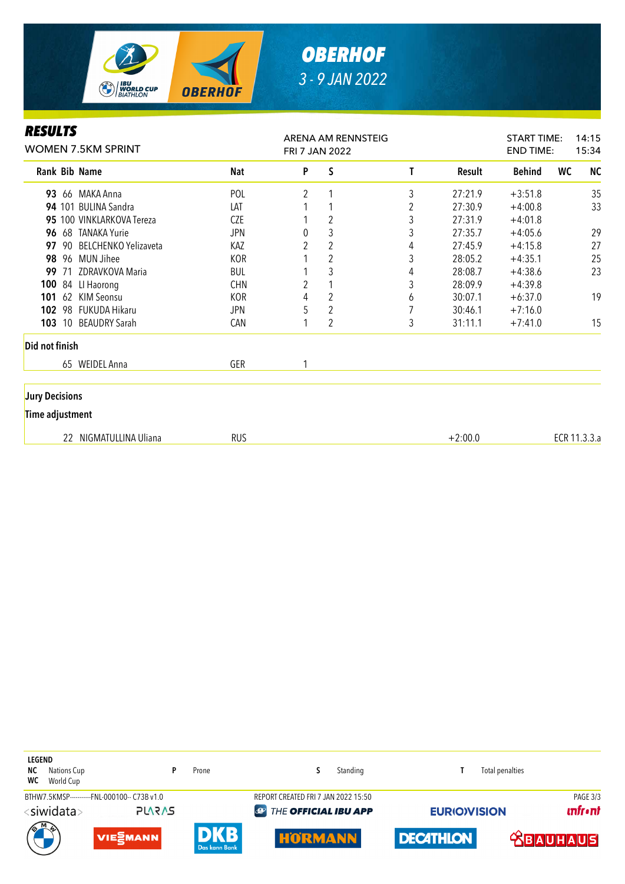# OBERHOF

3 - 9 JAN 2022

## RESULTS

WOMEN 7.5KM SPRINT

ARENA AM RENNSTEIG
FRI 7 JAN 2022

START TIME: 14:15
END TIME: 15:34

| Rank | Bib | Name | Nat | P | S | T | Result | Behind | WC | NC |
|---|---|---|---|---|---|---|---|---|---|---|
| **93** | 66 | MAKA Anna | POL | 2 | 1 | 3 | 27:21.9 | +3:51.8 | | 35 |
| **94** | 101 | BULINA Sandra | LAT | 1 | 1 | 2 | 27:30.9 | +4:00.8 | | 33 |
| **95** | 100 | VINKLARKOVA Tereza | CZE | 1 | 2 | 3 | 27:31.9 | +4:01.8 | | |
| **96** | 68 | TANAKA Yurie | JPN | 0 | 3 | 3 | 27:35.7 | +4:05.6 | | 29 |
| **97** | 90 | BELCHENKO Yelizaveta | KAZ | 2 | 2 | 4 | 27:45.9 | +4:15.8 | | 27 |
| **98** | 96 | MUN Jihee | KOR | 1 | 2 | 3 | 28:05.2 | +4:35.1 | | 25 |
| **99** | 71 | ZDRAVKOVA Maria | BUL | 1 | 3 | 4 | 28:08.7 | +4:38.6 | | 23 |
| **100** | 84 | LI Haorong | CHN | 2 | 1 | 3 | 28:09.9 | +4:39.8 | | |
| **101** | 62 | KIM Seonsu | KOR | 4 | 2 | 6 | 30:07.1 | +6:37.0 | | 19 |
| **102** | 98 | FUKUDA Hikaru | JPN | 5 | 2 | 7 | 30:46.1 | +7:16.0 | | |
| **103** | 10 | BEAUDRY Sarah | CAN | 1 | 2 | 3 | 31:11.1 | +7:41.0 | | 15 |

### Did not finish

| Rank | Bib | Name | Nat | P | S | T | Result | Behind | WC | NC |
|---|---|---|---|---|---|---|---|---|---|---|
| | 65 | WEIDEL Anna | GER | 1 | | | | | | |

### Jury Decisions

#### Time adjustment

| Bib | Name | Nat | Adjustment | Rule |
|---|---|---|---|---|
| 22 | NIGMATULLINA Uliana | RUS | +2:00.0 | ECR 11.3.3.a |

**LEGEND**
NC Nations Cup
WC World Cup
P Prone
S Standing
T Total penalties

BTHW7.5KMSP-----------FNL-000100-- C73B v1.0
REPORT CREATED FRI 7 JAN 2022 15:50